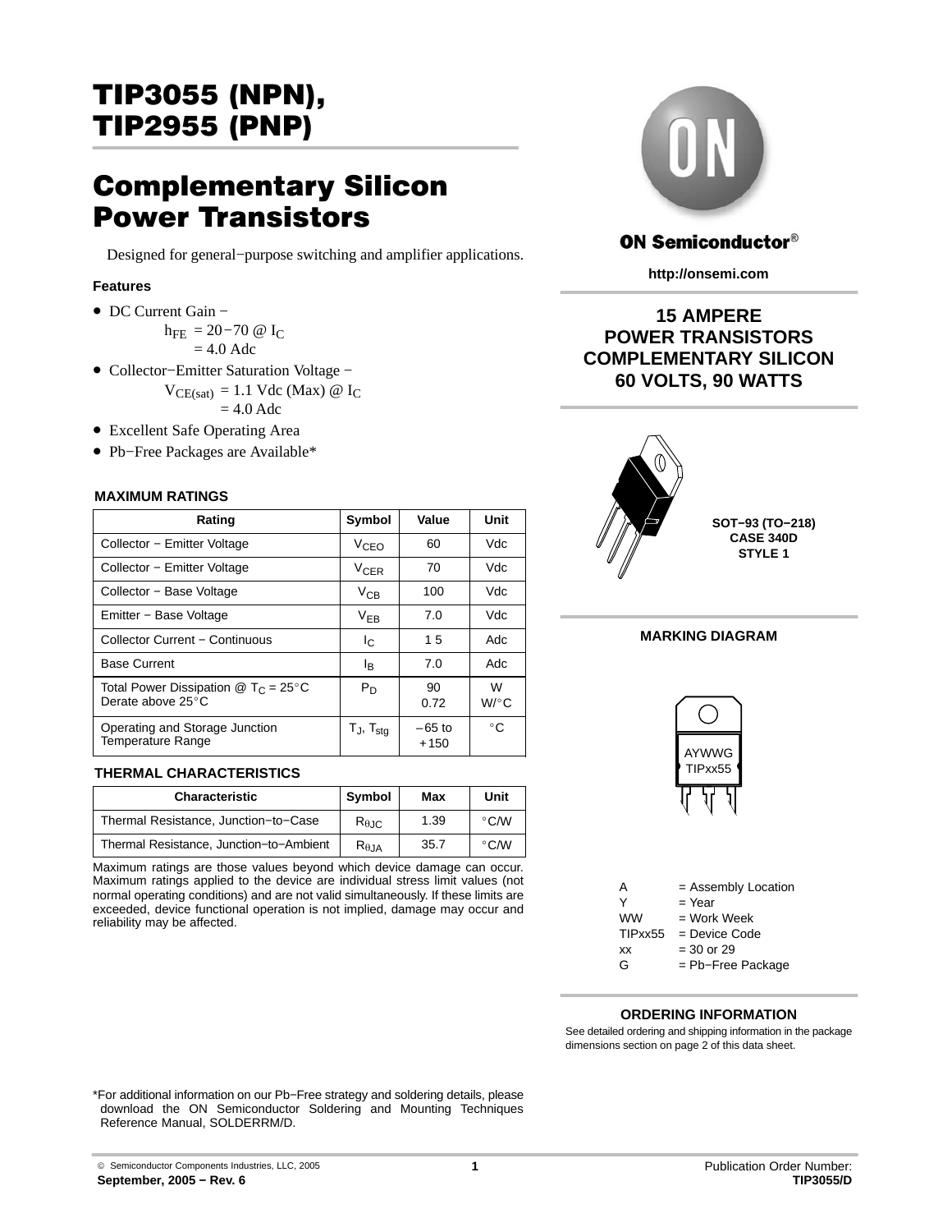# TIP3055 (NPN), TIP2955 (PNP)

## Complementary Silicon Power Transistors

Designed for general−purpose switching and amplifier applications.

### Features

- DC Current Gain − $h_{FE}$ = 20−70 @ $I_C$ = 4.0 Adc
- Collector−Emitter Saturation Voltage − $V_{CE(sat)}$ = 1.1 Vdc (Max) @ $I_C$ = 4.0 Adc
- Excellent Safe Operating Area
- Pb−Free Packages are Available*

**ON Semiconductor®**

**http://onsemi.com**

**15 AMPERE POWER TRANSISTORS COMPLEMENTARY SILICON 60 VOLTS, 90 WATTS**

**SOT−93 (TO−218) CASE 340D STYLE 1**

### MAXIMUM RATINGS

| Rating | Symbol | Value | Unit |
|---|---|---|---|
| Collector − Emitter Voltage | $V_{CEO}$ | 60 | Vdc |
| Collector − Emitter Voltage | $V_{CER}$ | 70 | Vdc |
| Collector − Base Voltage | $V_{CB}$ | 100 | Vdc |
| Emitter − Base Voltage | $V_{EB}$ | 7.0 | Vdc |
| Collector Current − Continuous | $I_C$ | 15 | Adc |
| Base Current | $I_B$ | 7.0 | Adc |
| Total Power Dissipation @ $T_C$ = 25°C<br>Derate above 25°C | $P_D$ | 90<br>0.72 | W<br>W/°C |
| Operating and Storage Junction Temperature Range | $T_J$, $T_{stg}$ | −65 to +150 | °C |

### THERMAL CHARACTERISTICS

| Characteristic | Symbol | Max | Unit |
|---|---|---|---|
| Thermal Resistance, Junction−to−Case | $R_{\theta JC}$ | 1.39 | °C/W |
| Thermal Resistance, Junction−to−Ambient | $R_{\theta JA}$ | 35.7 | °C/W |

Maximum ratings are those values beyond which device damage can occur. Maximum ratings applied to the device are individual stress limit values (not normal operating conditions) and are not valid simultaneously. If these limits are exceeded, device functional operation is not implied, damage may occur and reliability may be affected.

### MARKING DIAGRAM

AYWWG
TIPxx55

A = Assembly Location
Y = Year
WW = Work Week
TIPxx55 = Device Code
xx = 30 or 29
G = Pb−Free Package

### ORDERING INFORMATION

See detailed ordering and shipping information in the package dimensions section on page 2 of this data sheet.

*For additional information on our Pb−Free strategy and soldering details, please download the ON Semiconductor Soldering and Mounting Techniques Reference Manual, SOLDERRM/D.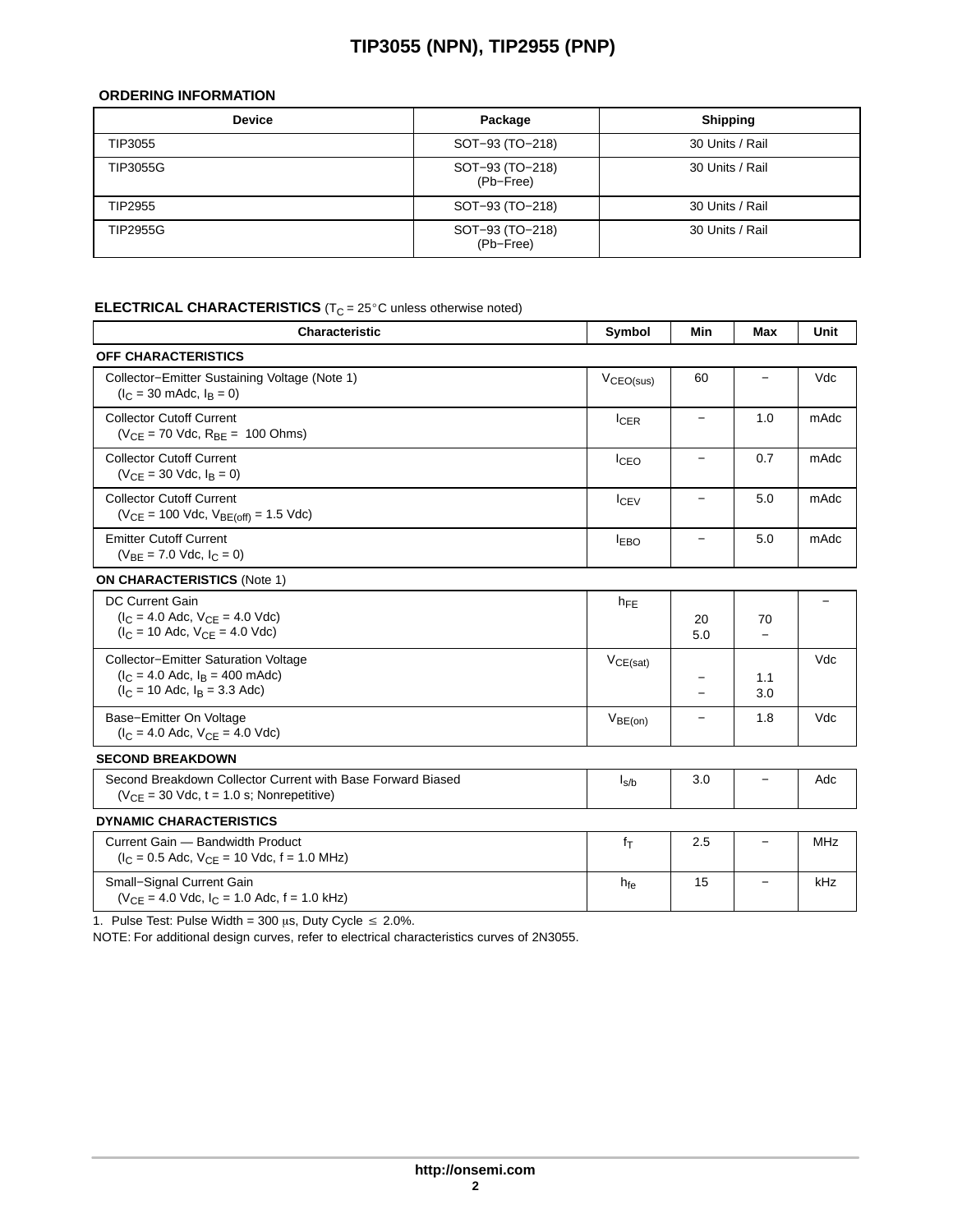## ORDERING INFORMATION

| Device | Package | Shipping |
|---|---|---|
| TIP3055 | SOT−93 (TO−218) | 30 Units / Rail |
| TIP3055G | SOT−93 (TO−218) (Pb−Free) | 30 Units / Rail |
| TIP2955 | SOT−93 (TO−218) | 30 Units / Rail |
| TIP2955G | SOT−93 (TO−218) (Pb−Free) | 30 Units / Rail |

## ELECTRICAL CHARACTERISTICS ($T_C$ = 25°C unless otherwise noted)

| Characteristic | Symbol | Min | Max | Unit |
|---|---|---|---|---|
| **OFF CHARACTERISTICS** | | | | |
| Collector−Emitter Sustaining Voltage (Note 1) ($I_C$ = 30 mAdc, $I_B$ = 0) | $V_{CEO(sus)}$ | 60 | − | Vdc |
| Collector Cutoff Current ($V_{CE}$ = 70 Vdc, $R_{BE}$ = 100 Ohms) | $I_{CER}$ | − | 1.0 | mAdc |
| Collector Cutoff Current ($V_{CE}$ = 30 Vdc, $I_B$ = 0) | $I_{CEO}$ | − | 0.7 | mAdc |
| Collector Cutoff Current ($V_{CE}$ = 100 Vdc, $V_{BE(off)}$ = 1.5 Vdc) | $I_{CEV}$ | − | 5.0 | mAdc |
| Emitter Cutoff Current ($V_{BE}$ = 7.0 Vdc, $I_C$ = 0) | $I_{EBO}$ | − | 5.0 | mAdc |
| **ON CHARACTERISTICS** (Note 1) | | | | |
| DC Current Gain ($I_C$ = 4.0 Adc, $V_{CE}$ = 4.0 Vdc) ($I_C$ = 10 Adc, $V_{CE}$ = 4.0 Vdc) | $h_{FE}$ | 20 5.0 | 70 − | − |
| Collector−Emitter Saturation Voltage ($I_C$ = 4.0 Adc, $I_B$ = 400 mAdc) ($I_C$ = 10 Adc, $I_B$ = 3.3 Adc) | $V_{CE(sat)}$ | − − | 1.1 3.0 | Vdc |
| Base−Emitter On Voltage ($I_C$ = 4.0 Adc, $V_{CE}$ = 4.0 Vdc) | $V_{BE(on)}$ | − | 1.8 | Vdc |
| **SECOND BREAKDOWN** | | | | |
| Second Breakdown Collector Current with Base Forward Biased ($V_{CE}$ = 30 Vdc, t = 1.0 s; Nonrepetitive) | $I_{s/b}$ | 3.0 | − | Adc |
| **DYNAMIC CHARACTERISTICS** | | | | |
| Current Gain — Bandwidth Product ($I_C$ = 0.5 Adc, $V_{CE}$ = 10 Vdc, f = 1.0 MHz) | $f_T$ | 2.5 | − | MHz |
| Small−Signal Current Gain ($V_{CE}$ = 4.0 Vdc, $I_C$ = 1.0 Adc, f = 1.0 kHz) | $h_{fe}$ | 15 | − | kHz |

1. Pulse Test: Pulse Width = 300 μs, Duty Cycle ≤ 2.0%.

NOTE: For additional design curves, refer to electrical characteristics curves of 2N3055.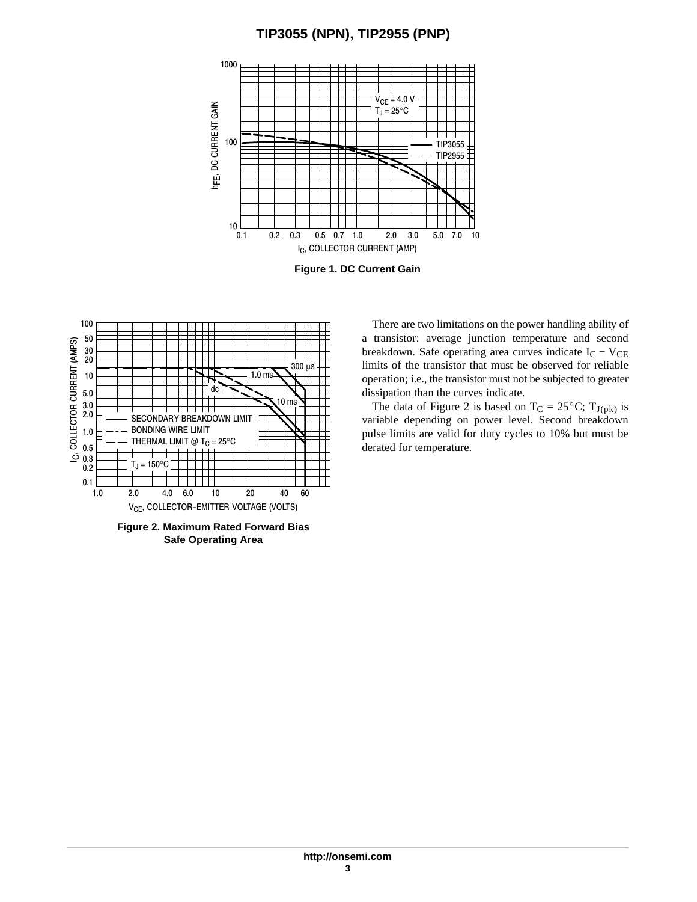Figure 1. DC Current Gain

Figure 2. Maximum Rated Forward Bias Safe Operating Area

There are two limitations on the power handling ability of a transistor: average junction temperature and second breakdown. Safe operating area curves indicate $I_C - V_{CE}$ limits of the transistor that must be observed for reliable operation; i.e., the transistor must not be subjected to greater dissipation than the curves indicate.

The data of Figure 2 is based on $T_C = 25°C$; $T_{J(pk)}$ is variable depending on power level. Second breakdown pulse limits are valid for duty cycles to 10% but must be derated for temperature.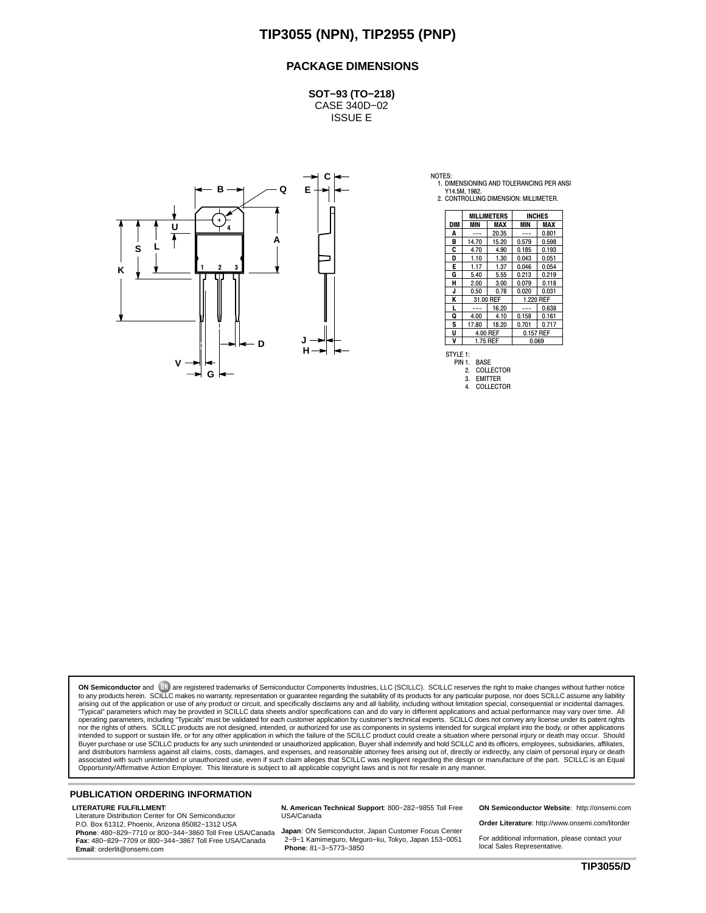## PACKAGE DIMENSIONS

**SOT−93 (TO−218)**
CASE 340D−02
ISSUE E

C
E
B
Q
U
A
S
L
K
4
1 2 3
D
J
H
V
G

NOTES:
1. DIMENSIONING AND TOLERANCING PER ANSI Y14.5M, 1982.
2. CONTROLLING DIMENSION: MILLIMETER.

| DIM | MILLIMETERS | | INCHES | |
|---|---|---|---|---|
| | MIN | MAX | MIN | MAX |
| A | --- | 20.35 | --- | 0.801 |
| B | 14.70 | 15.20 | 0.579 | 0.598 |
| C | 4.70 | 4.90 | 0.185 | 0.193 |
| D | 1.10 | 1.30 | 0.043 | 0.051 |
| E | 1.17 | 1.37 | 0.046 | 0.054 |
| G | 5.40 | 5.55 | 0.213 | 0.219 |
| H | 2.00 | 3.00 | 0.079 | 0.118 |
| J | 0.50 | 0.78 | 0.020 | 0.031 |
| K | 31.00 REF | | 1.220 REF | |
| L | --- | 16.20 | --- | 0.638 |
| Q | 4.00 | 4.10 | 0.158 | 0.161 |
| S | 17.80 | 18.20 | 0.701 | 0.717 |
| U | 4.00 REF | | 0.157 REF | |
| V | 1.75 REF | | 0.069 | |

STYLE 1:
PIN 1. BASE
2. COLLECTOR
3. EMITTER
4. COLLECTOR

**ON Semiconductor** and ON are registered trademarks of Semiconductor Components Industries, LLC (SCILLC). SCILLC reserves the right to make changes without further notice to any products herein. SCILLC makes no warranty, representation or guarantee regarding the suitability of its products for any particular purpose, nor does SCILLC assume any liability arising out of the application or use of any product or circuit, and specifically disclaims any and all liability, including without limitation special, consequential or incidental damages. "Typical" parameters which may be provided in SCILLC data sheets and/or specifications can and do vary in different applications and actual performance may vary over time. All operating parameters, including "Typicals" must be validated for each customer application by customer's technical experts. SCILLC does not convey any license under its patent rights nor the rights of others. SCILLC products are not designed, intended, or authorized for use as components in systems intended for surgical implant into the body, or other applications intended to support or sustain life, or for any other application in which the failure of the SCILLC product could create a situation where personal injury or death may occur. Should Buyer purchase or use SCILLC products for any such unintended or unauthorized application, Buyer shall indemnify and hold SCILLC and its officers, employees, subsidiaries, affiliates, and distributors harmless against all claims, costs, damages, and expenses, and reasonable attorney fees arising out of, directly or indirectly, any claim of personal injury or death associated with such unintended or unauthorized use, even if such claim alleges that SCILLC was negligent regarding the design or manufacture of the part. SCILLC is an Equal Opportunity/Affirmative Action Employer. This literature is subject to all applicable copyright laws and is not for resale in any manner.

## PUBLICATION ORDERING INFORMATION

**LITERATURE FULFILLMENT**:
Literature Distribution Center for ON Semiconductor
P.O. Box 61312, Phoenix, Arizona 85082−1312 USA
**Phone**: 480−829−7710 or 800−344−3860 Toll Free USA/Canada
**Fax**: 480−829−7709 or 800−344−3867 Toll Free USA/Canada
**Email**: orderlit@onsemi.com

**N. American Technical Support**: 800−282−9855 Toll Free USA/Canada

**Japan**: ON Semiconductor, Japan Customer Focus Center
2−9−1 Kamimeguro, Meguro−ku, Tokyo, Japan 153−0051
**Phone**: 81−3−5773−3850

**ON Semiconductor Website**: http://onsemi.com

**Order Literature**: http://www.onsemi.com/litorder

For additional information, please contact your local Sales Representative.

**TIP3055/D**